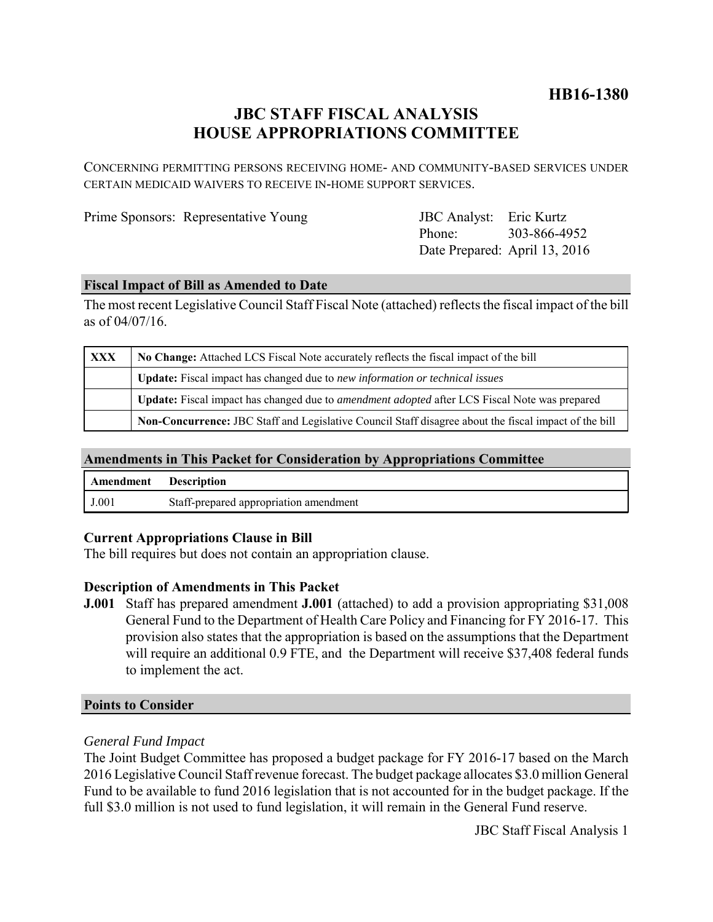**HB16-1380**

# JBC STAFF FISCAL ANALYSIS
# HOUSE APPROPRIATIONS COMMITTEE

CONCERNING PERMITTING PERSONS RECEIVING HOME- AND COMMUNITY-BASED SERVICES UNDER CERTAIN MEDICAID WAIVERS TO RECEIVE IN-HOME SUPPORT SERVICES.

Prime Sponsors: Representative Young

JBC Analyst: Eric Kurtz
Phone: 303-866-4952
Date Prepared: April 13, 2016

## Fiscal Impact of Bill as Amended to Date

The most recent Legislative Council Staff Fiscal Note (attached) reflects the fiscal impact of the bill as of 04/07/16.

| | |
|---|---|
| XXX | **No Change:** Attached LCS Fiscal Note accurately reflects the fiscal impact of the bill |
| | **Update:** Fiscal impact has changed due to *new information or technical issues* |
| | **Update:** Fiscal impact has changed due to *amendment adopted* after LCS Fiscal Note was prepared |
| | **Non-Concurrence:** JBC Staff and Legislative Council Staff disagree about the fiscal impact of the bill |

## Amendments in This Packet for Consideration by Appropriations Committee

| Amendment | Description |
|---|---|
| J.001 | Staff-prepared appropriation amendment |

### Current Appropriations Clause in Bill

The bill requires but does not contain an appropriation clause.

### Description of Amendments in This Packet

**J.001** Staff has prepared amendment **J.001** (attached) to add a provision appropriating $31,008 General Fund to the Department of Health Care Policy and Financing for FY 2016-17. This provision also states that the appropriation is based on the assumptions that the Department will require an additional 0.9 FTE, and the Department will receive $37,408 federal funds to implement the act.

## Points to Consider

*General Fund Impact*

The Joint Budget Committee has proposed a budget package for FY 2016-17 based on the March 2016 Legislative Council Staff revenue forecast. The budget package allocates $3.0 million General Fund to be available to fund 2016 legislation that is not accounted for in the budget package. If the full $3.0 million is not used to fund legislation, it will remain in the General Fund reserve.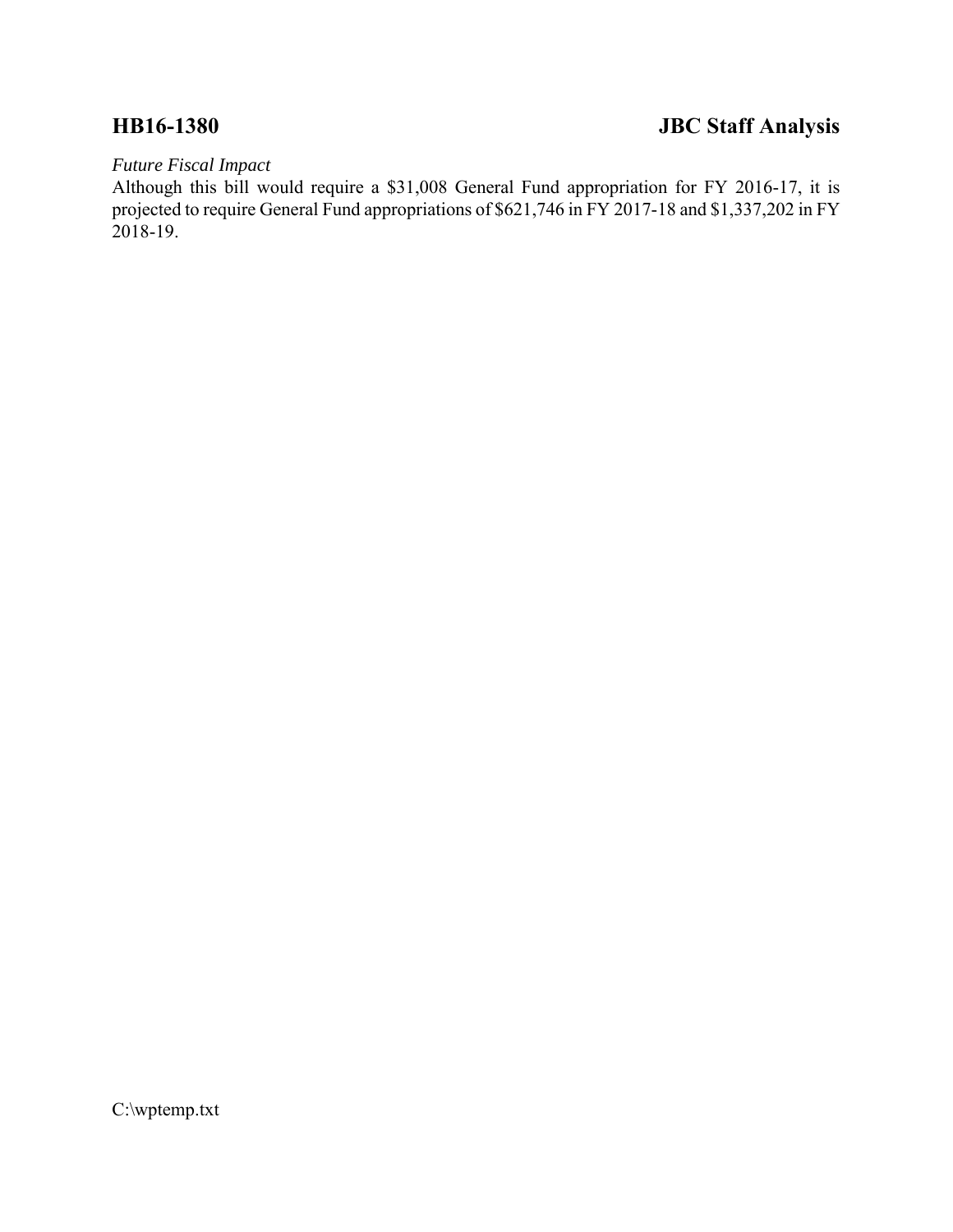*Future Fiscal Impact*

Although this bill would require a $31,008 General Fund appropriation for FY 2016-17, it is projected to require General Fund appropriations of $621,746 in FY 2017-18 and $1,337,202 in FY 2018-19.